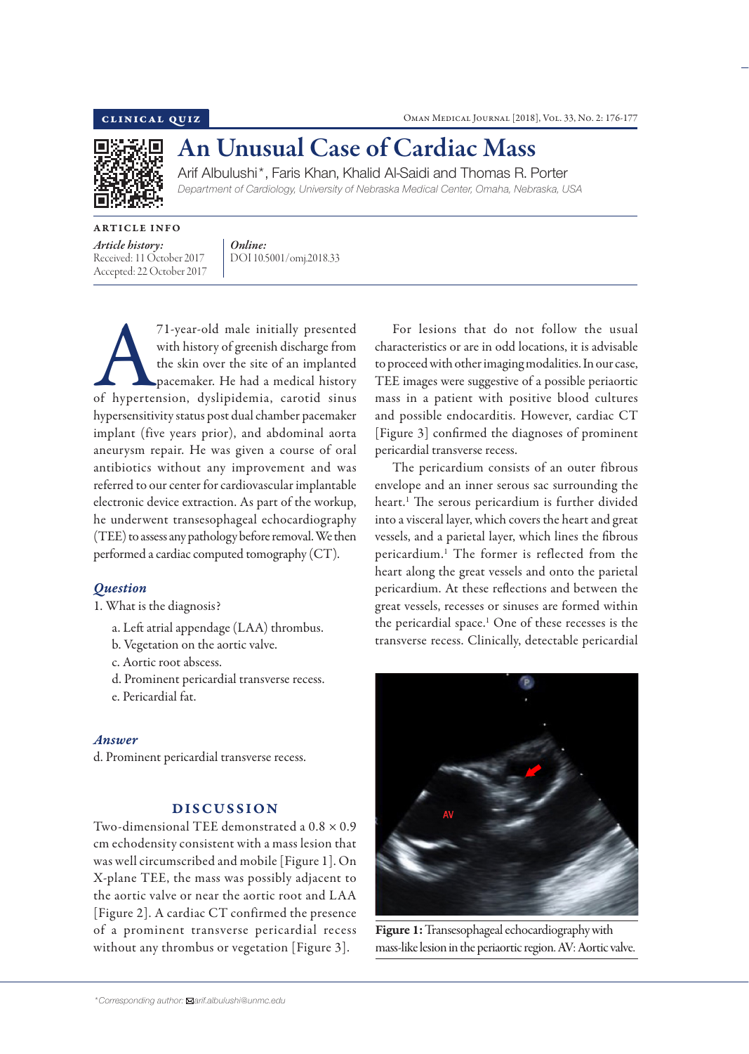CLINICAL QUIZ

# An Unusual Case of Cardiac Mass

Arif Albulushi*, Faris Khan, Khalid Al-Saidi and Thomas R. Porter

*Department of Cardiology, University of Nebraska Medical Center, Omaha, Nebraska, USA*

ARTICLE INFO

*Article history:*
Received: 11 October 2017
Accepted: 22 October 2017

*Online:*
DOI 10.5001/omj.2018.33

A 71-year-old male initially presented with history of greenish discharge from the skin over the site of an implanted pacemaker. He had a medical history of hypertension, dyslipidemia, carotid sinus hypersensitivity status post dual chamber pacemaker implant (five years prior), and abdominal aorta aneurysm repair. He was given a course of oral antibiotics without any improvement and was referred to our center for cardiovascular implantable electronic device extraction. As part of the workup, he underwent transesophageal echocardiography (TEE) to assess any pathology before removal. We then performed a cardiac computed tomography (CT).

## *Question*

1. What is the diagnosis?
   a. Left atrial appendage (LAA) thrombus.
   b. Vegetation on the aortic valve.
   c. Aortic root abscess.
   d. Prominent pericardial transverse recess.
   e. Pericardial fat.

## *Answer*

d. Prominent pericardial transverse recess.

## DISCUSSION

Two-dimensional TEE demonstrated a 0.8 × 0.9 cm echodensity consistent with a mass lesion that was well circumscribed and mobile [Figure 1]. On X-plane TEE, the mass was possibly adjacent to the aortic valve or near the aortic root and LAA [Figure 2]. A cardiac CT confirmed the presence of a prominent transverse pericardial recess without any thrombus or vegetation [Figure 3].

For lesions that do not follow the usual characteristics or are in odd locations, it is advisable to proceed with other imaging modalities. In our case, TEE images were suggestive of a possible periaortic mass in a patient with positive blood cultures and possible endocarditis. However, cardiac CT [Figure 3] confirmed the diagnoses of prominent pericardial transverse recess.

The pericardium consists of an outer fibrous envelope and an inner serous sac surrounding the heart.[1] The serous pericardium is further divided into a visceral layer, which covers the heart and great vessels, and a parietal layer, which lines the fibrous pericardium.[1] The former is reflected from the heart along the great vessels and onto the parietal pericardium. At these reflections and between the great vessels, recesses or sinuses are formed within the pericardial space.[1] One of these recesses is the transverse recess. Clinically, detectable pericardial

**Figure 1:** Transesophageal echocardiography with mass-like lesion in the periaortic region. AV: Aortic valve.

*Corresponding author: arif.albulushi@unmc.edu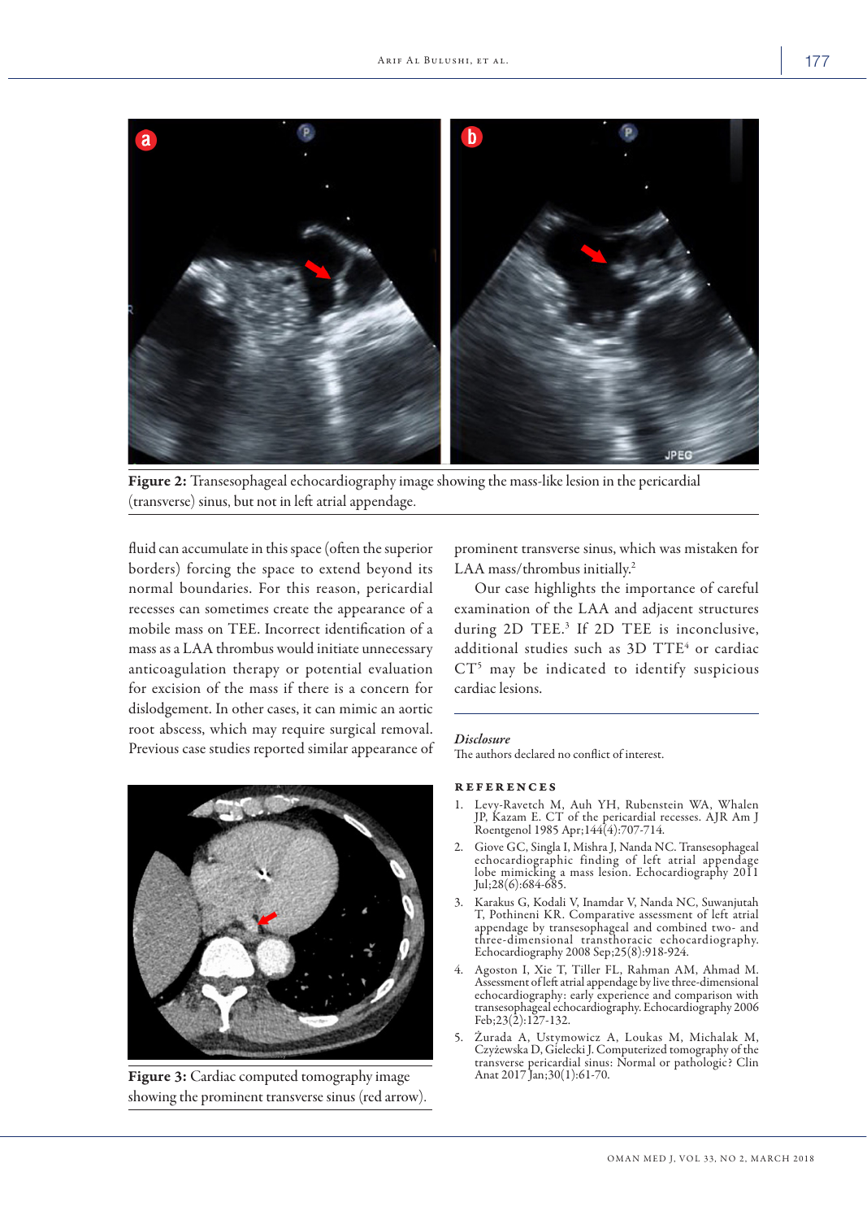Figure 2: Transesophageal echocardiography image showing the mass-like lesion in the pericardial (transverse) sinus, but not in left atrial appendage.

fluid can accumulate in this space (often the superior borders) forcing the space to extend beyond its normal boundaries. For this reason, pericardial recesses can sometimes create the appearance of a mobile mass on TEE. Incorrect identification of a mass as a LAA thrombus would initiate unnecessary anticoagulation therapy or potential evaluation for excision of the mass if there is a concern for dislodgement. In other cases, it can mimic an aortic root abscess, which may require surgical removal. Previous case studies reported similar appearance of prominent transverse sinus, which was mistaken for LAA mass/thrombus initially.[2]

Figure 3: Cardiac computed tomography image showing the prominent transverse sinus (red arrow).

Our case highlights the importance of careful examination of the LAA and adjacent structures during 2D TEE.[3] If 2D TEE is inconclusive, additional studies such as 3D TTE[4] or cardiac CT[5] may be indicated to identify suspicious cardiac lesions.

### *Disclosure*

The authors declared no conflict of interest.

## References

1. Levy-Ravetch M, Auh YH, Rubenstein WA, Whalen JP, Kazam E. CT of the pericardial recesses. AJR Am J Roentgenol 1985 Apr;144(4):707-714.
2. Giove GC, Singla I, Mishra J, Nanda NC. Transesophageal echocardiographic finding of left atrial appendage lobe mimicking a mass lesion. Echocardiography 2011 Jul;28(6):684-685.
3. Karakus G, Kodali V, Inamdar V, Nanda NC, Suwanjutah T, Pothineni KR. Comparative assessment of left atrial appendage by transesophageal and combined two- and three-dimensional transthoracic echocardiography. Echocardiography 2008 Sep;25(8):918-924.
4. Agoston I, Xie T, Tiller FL, Rahman AM, Ahmad M. Assessment of left atrial appendage by live three-dimensional echocardiography: early experience and comparison with transesophageal echocardiography. Echocardiography 2006 Feb;23(2):127-132.
5. Żurada A, Ustymowicz A, Loukas M, Michalak M, Czyżewska D, Gielecki J. Computerized tomography of the transverse pericardial sinus: Normal or pathologic? Clin Anat 2017 Jan;30(1):61-70.